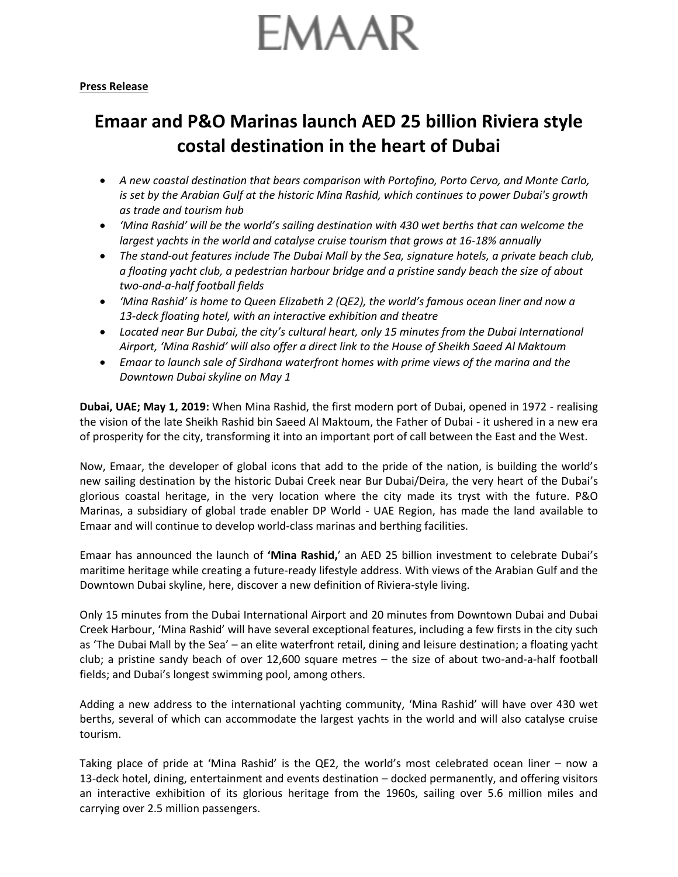# EMAAR

**Press Release**

## Emaar and P&O Marinas launch AED 25 billion Riviera style costal destination in the heart of Dubai

- *A new coastal destination that bears comparison with Portofino, Porto Cervo, and Monte Carlo, is set by the Arabian Gulf at the historic Mina Rashid, which continues to power Dubai's growth as trade and tourism hub*
- *'Mina Rashid' will be the world's sailing destination with 430 wet berths that can welcome the largest yachts in the world and catalyse cruise tourism that grows at 16-18% annually*
- *The stand-out features include The Dubai Mall by the Sea, signature hotels, a private beach club, a floating yacht club, a pedestrian harbour bridge and a pristine sandy beach the size of about two-and-a-half football fields*
- *'Mina Rashid' is home to Queen Elizabeth 2 (QE2), the world's famous ocean liner and now a 13-deck floating hotel, with an interactive exhibition and theatre*
- *Located near Bur Dubai, the city's cultural heart, only 15 minutes from the Dubai International Airport, 'Mina Rashid' will also offer a direct link to the House of Sheikh Saeed Al Maktoum*
- *Emaar to launch sale of Sirdhana waterfront homes with prime views of the marina and the Downtown Dubai skyline on May 1*

**Dubai, UAE; May 1, 2019:** When Mina Rashid, the first modern port of Dubai, opened in 1972 - realising the vision of the late Sheikh Rashid bin Saeed Al Maktoum, the Father of Dubai - it ushered in a new era of prosperity for the city, transforming it into an important port of call between the East and the West.

Now, Emaar, the developer of global icons that add to the pride of the nation, is building the world's new sailing destination by the historic Dubai Creek near Bur Dubai/Deira, the very heart of the Dubai's glorious coastal heritage, in the very location where the city made its tryst with the future. P&O Marinas, a subsidiary of global trade enabler DP World - UAE Region, has made the land available to Emaar and will continue to develop world-class marinas and berthing facilities.

Emaar has announced the launch of **'Mina Rashid,**' an AED 25 billion investment to celebrate Dubai's maritime heritage while creating a future-ready lifestyle address. With views of the Arabian Gulf and the Downtown Dubai skyline, here, discover a new definition of Riviera-style living.

Only 15 minutes from the Dubai International Airport and 20 minutes from Downtown Dubai and Dubai Creek Harbour, 'Mina Rashid' will have several exceptional features, including a few firsts in the city such as 'The Dubai Mall by the Sea' – an elite waterfront retail, dining and leisure destination; a floating yacht club; a pristine sandy beach of over 12,600 square metres – the size of about two-and-a-half football fields; and Dubai's longest swimming pool, among others.

Adding a new address to the international yachting community, 'Mina Rashid' will have over 430 wet berths, several of which can accommodate the largest yachts in the world and will also catalyse cruise tourism.

Taking place of pride at 'Mina Rashid' is the QE2, the world's most celebrated ocean liner – now a 13-deck hotel, dining, entertainment and events destination – docked permanently, and offering visitors an interactive exhibition of its glorious heritage from the 1960s, sailing over 5.6 million miles and carrying over 2.5 million passengers.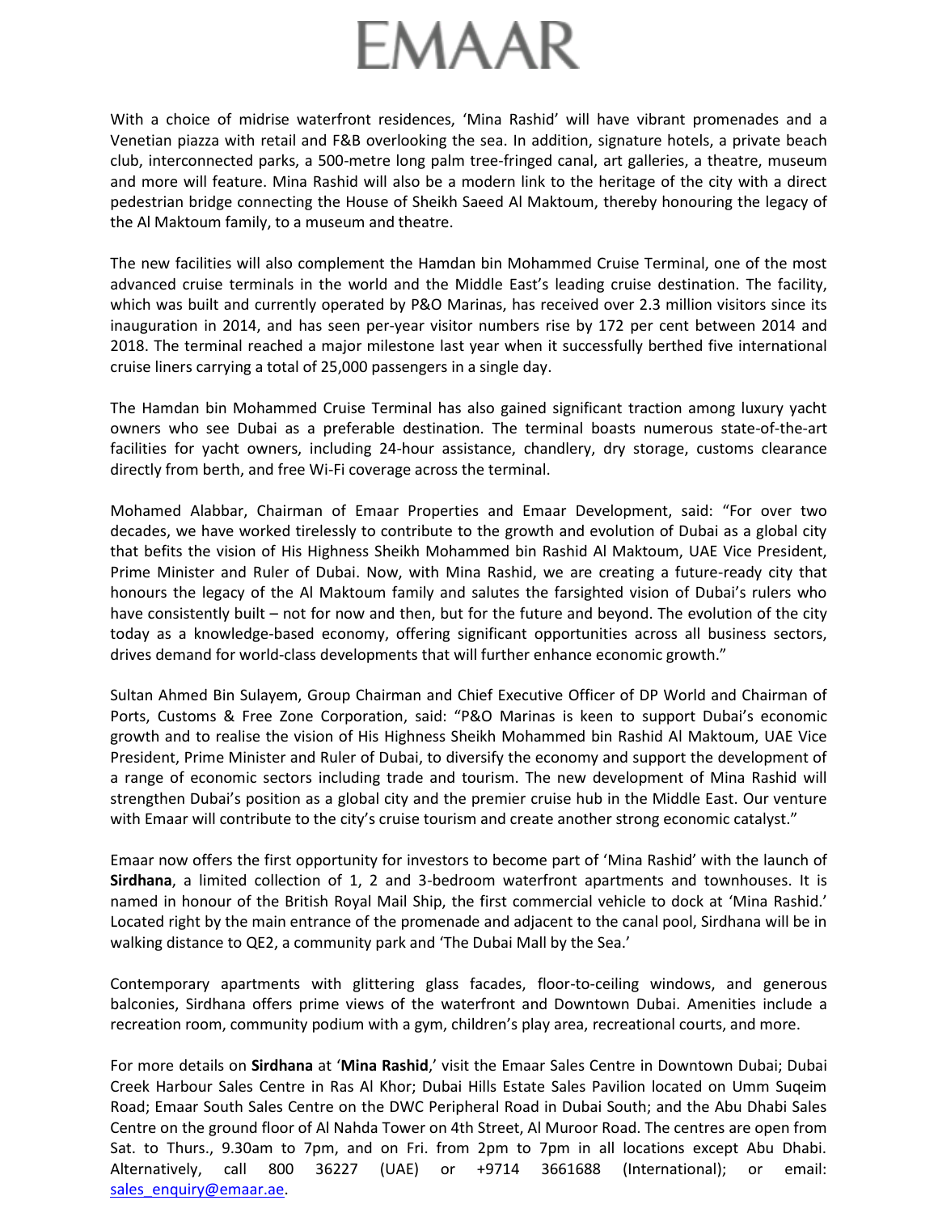With a choice of midrise waterfront residences, 'Mina Rashid' will have vibrant promenades and a Venetian piazza with retail and F&B overlooking the sea. In addition, signature hotels, a private beach club, interconnected parks, a 500-metre long palm tree-fringed canal, art galleries, a theatre, museum and more will feature. Mina Rashid will also be a modern link to the heritage of the city with a direct pedestrian bridge connecting the House of Sheikh Saeed Al Maktoum, thereby honouring the legacy of the Al Maktoum family, to a museum and theatre.

The new facilities will also complement the Hamdan bin Mohammed Cruise Terminal, one of the most advanced cruise terminals in the world and the Middle East's leading cruise destination. The facility, which was built and currently operated by P&O Marinas, has received over 2.3 million visitors since its inauguration in 2014, and has seen per-year visitor numbers rise by 172 per cent between 2014 and 2018. The terminal reached a major milestone last year when it successfully berthed five international cruise liners carrying a total of 25,000 passengers in a single day.

The Hamdan bin Mohammed Cruise Terminal has also gained significant traction among luxury yacht owners who see Dubai as a preferable destination. The terminal boasts numerous state-of-the-art facilities for yacht owners, including 24-hour assistance, chandlery, dry storage, customs clearance directly from berth, and free Wi-Fi coverage across the terminal.

Mohamed Alabbar, Chairman of Emaar Properties and Emaar Development, said: "For over two decades, we have worked tirelessly to contribute to the growth and evolution of Dubai as a global city that befits the vision of His Highness Sheikh Mohammed bin Rashid Al Maktoum, UAE Vice President, Prime Minister and Ruler of Dubai. Now, with Mina Rashid, we are creating a future-ready city that honours the legacy of the Al Maktoum family and salutes the farsighted vision of Dubai's rulers who have consistently built – not for now and then, but for the future and beyond. The evolution of the city today as a knowledge-based economy, offering significant opportunities across all business sectors, drives demand for world-class developments that will further enhance economic growth."

Sultan Ahmed Bin Sulayem, Group Chairman and Chief Executive Officer of DP World and Chairman of Ports, Customs & Free Zone Corporation, said: "P&O Marinas is keen to support Dubai's economic growth and to realise the vision of His Highness Sheikh Mohammed bin Rashid Al Maktoum, UAE Vice President, Prime Minister and Ruler of Dubai, to diversify the economy and support the development of a range of economic sectors including trade and tourism. The new development of Mina Rashid will strengthen Dubai's position as a global city and the premier cruise hub in the Middle East. Our venture with Emaar will contribute to the city's cruise tourism and create another strong economic catalyst."

Emaar now offers the first opportunity for investors to become part of 'Mina Rashid' with the launch of **Sirdhana**, a limited collection of 1, 2 and 3-bedroom waterfront apartments and townhouses. It is named in honour of the British Royal Mail Ship, the first commercial vehicle to dock at 'Mina Rashid.' Located right by the main entrance of the promenade and adjacent to the canal pool, Sirdhana will be in walking distance to QE2, a community park and 'The Dubai Mall by the Sea.'

Contemporary apartments with glittering glass facades, floor-to-ceiling windows, and generous balconies, Sirdhana offers prime views of the waterfront and Downtown Dubai. Amenities include a recreation room, community podium with a gym, children's play area, recreational courts, and more.

For more details on **Sirdhana** at '**Mina Rashid**,' visit the Emaar Sales Centre in Downtown Dubai; Dubai Creek Harbour Sales Centre in Ras Al Khor; Dubai Hills Estate Sales Pavilion located on Umm Suqeim Road; Emaar South Sales Centre on the DWC Peripheral Road in Dubai South; and the Abu Dhabi Sales Centre on the ground floor of Al Nahda Tower on 4th Street, Al Muroor Road. The centres are open from Sat. to Thurs., 9.30am to 7pm, and on Fri. from 2pm to 7pm in all locations except Abu Dhabi. Alternatively, call 800 36227 (UAE) or +9714 3661688 (International); or email: sales_enquiry@emaar.ae.